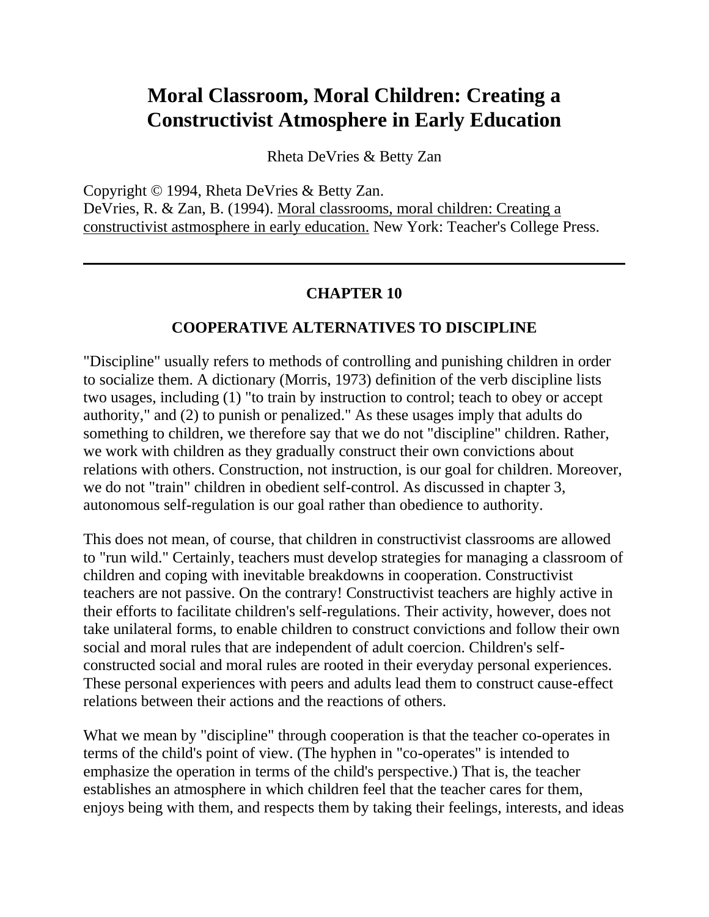# Moral Classroom, Moral Children: Creating a Constructivist Atmosphere in Early Education

Rheta DeVries & Betty Zan

Copyright © 1994, Rheta DeVries & Betty Zan.
DeVries, R. & Zan, B. (1994). Moral classrooms, moral children: Creating a constructivist astmosphere in early education. New York: Teacher's College Press.

---

## CHAPTER 10

### COOPERATIVE ALTERNATIVES TO DISCIPLINE

"Discipline" usually refers to methods of controlling and punishing children in order to socialize them. A dictionary (Morris, 1973) definition of the verb discipline lists two usages, including (1) "to train by instruction to control; teach to obey or accept authority," and (2) to punish or penalized." As these usages imply that adults do something to children, we therefore say that we do not "discipline" children. Rather, we work with children as they gradually construct their own convictions about relations with others. Construction, not instruction, is our goal for children. Moreover, we do not "train" children in obedient self-control. As discussed in chapter 3, autonomous self-regulation is our goal rather than obedience to authority.

This does not mean, of course, that children in constructivist classrooms are allowed to "run wild." Certainly, teachers must develop strategies for managing a classroom of children and coping with inevitable breakdowns in cooperation. Constructivist teachers are not passive. On the contrary! Constructivist teachers are highly active in their efforts to facilitate children's self-regulations. Their activity, however, does not take unilateral forms, to enable children to construct convictions and follow their own social and moral rules that are independent of adult coercion. Children's self-constructed social and moral rules are rooted in their everyday personal experiences. These personal experiences with peers and adults lead them to construct cause-effect relations between their actions and the reactions of others.

What we mean by "discipline" through cooperation is that the teacher co-operates in terms of the child's point of view. (The hyphen in "co-operates" is intended to emphasize the operation in terms of the child's perspective.) That is, the teacher establishes an atmosphere in which children feel that the teacher cares for them, enjoys being with them, and respects them by taking their feelings, interests, and ideas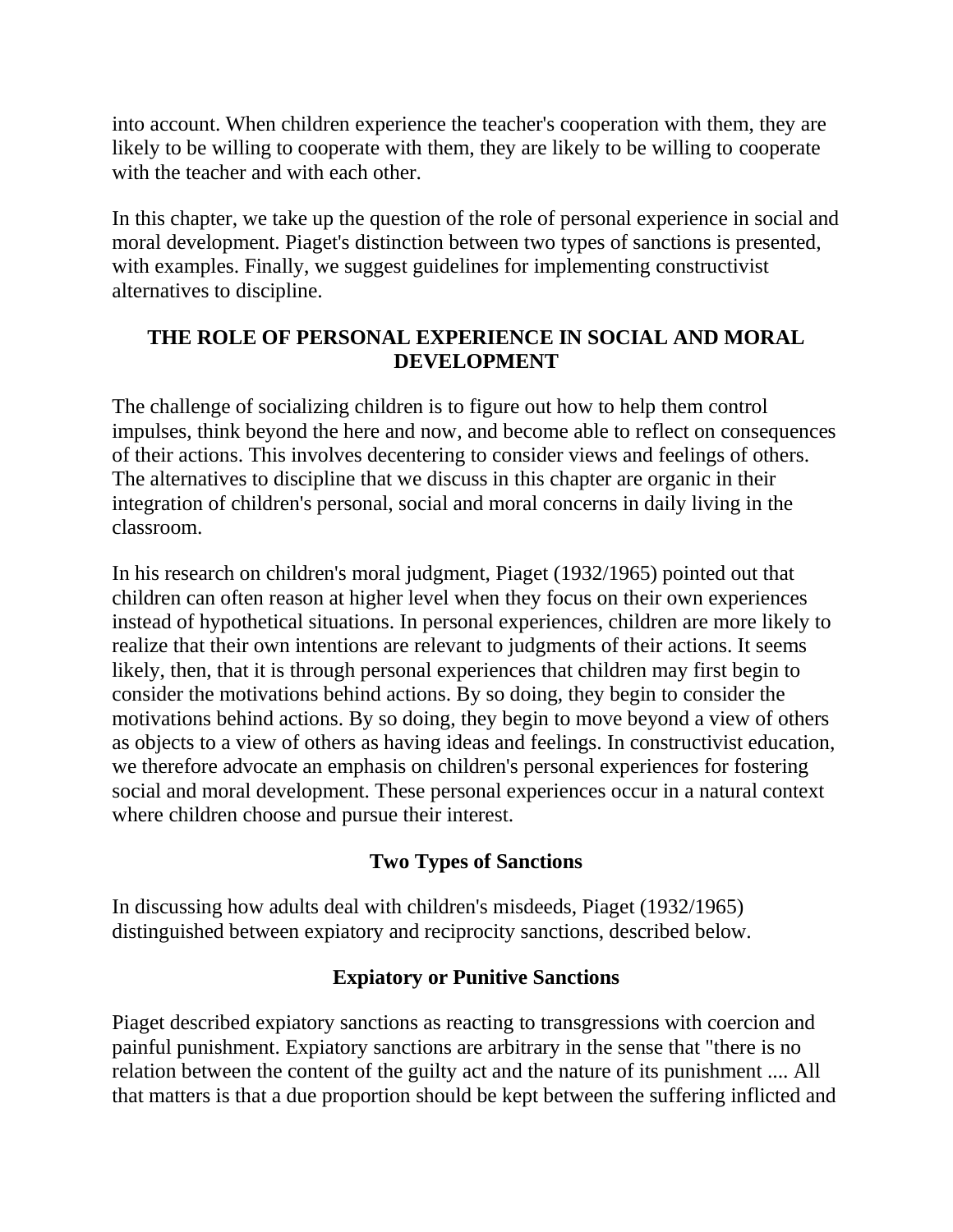into account. When children experience the teacher's cooperation with them, they are likely to be willing to cooperate with them, they are likely to be willing to cooperate with the teacher and with each other.

In this chapter, we take up the question of the role of personal experience in social and moral development. Piaget's distinction between two types of sanctions is presented, with examples. Finally, we suggest guidelines for implementing constructivist alternatives to discipline.

## THE ROLE OF PERSONAL EXPERIENCE IN SOCIAL AND MORAL DEVELOPMENT

The challenge of socializing children is to figure out how to help them control impulses, think beyond the here and now, and become able to reflect on consequences of their actions. This involves decentering to consider views and feelings of others. The alternatives to discipline that we discuss in this chapter are organic in their integration of children's personal, social and moral concerns in daily living in the classroom.

In his research on children's moral judgment, Piaget (1932/1965) pointed out that children can often reason at higher level when they focus on their own experiences instead of hypothetical situations. In personal experiences, children are more likely to realize that their own intentions are relevant to judgments of their actions. It seems likely, then, that it is through personal experiences that children may first begin to consider the motivations behind actions. By so doing, they begin to consider the motivations behind actions. By so doing, they begin to move beyond a view of others as objects to a view of others as having ideas and feelings. In constructivist education, we therefore advocate an emphasis on children's personal experiences for fostering social and moral development. These personal experiences occur in a natural context where children choose and pursue their interest.

### Two Types of Sanctions

In discussing how adults deal with children's misdeeds, Piaget (1932/1965) distinguished between expiatory and reciprocity sanctions, described below.

### Expiatory or Punitive Sanctions

Piaget described expiatory sanctions as reacting to transgressions with coercion and painful punishment. Expiatory sanctions are arbitrary in the sense that "there is no relation between the content of the guilty act and the nature of its punishment .... All that matters is that a due proportion should be kept between the suffering inflicted and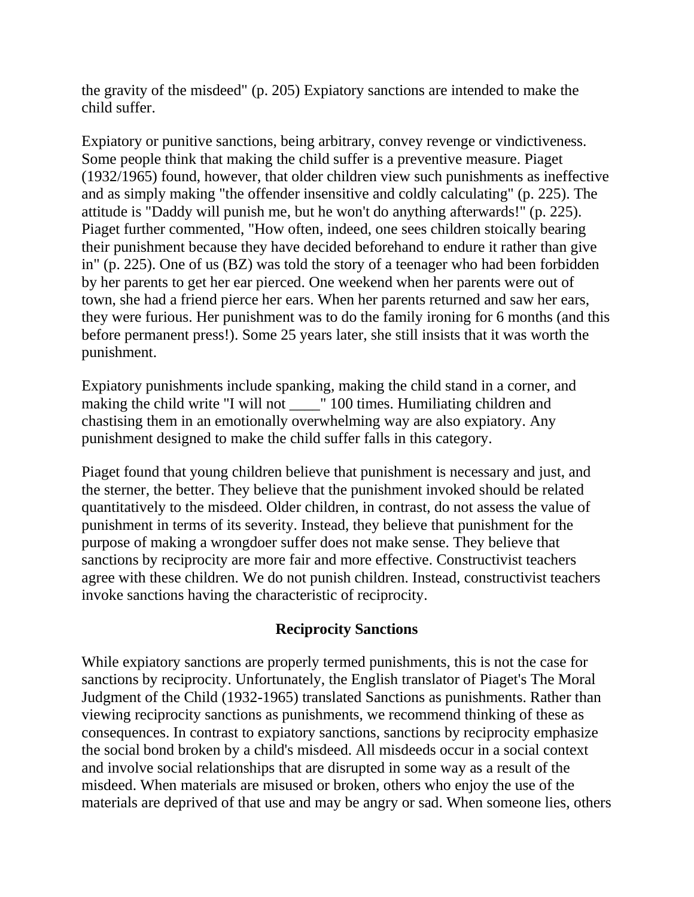the gravity of the misdeed" (p. 205) Expiatory sanctions are intended to make the child suffer.

Expiatory or punitive sanctions, being arbitrary, convey revenge or vindictiveness. Some people think that making the child suffer is a preventive measure. Piaget (1932/1965) found, however, that older children view such punishments as ineffective and as simply making "the offender insensitive and coldly calculating" (p. 225). The attitude is "Daddy will punish me, but he won't do anything afterwards!" (p. 225). Piaget further commented, "How often, indeed, one sees children stoically bearing their punishment because they have decided beforehand to endure it rather than give in" (p. 225). One of us (BZ) was told the story of a teenager who had been forbidden by her parents to get her ear pierced. One weekend when her parents were out of town, she had a friend pierce her ears. When her parents returned and saw her ears, they were furious. Her punishment was to do the family ironing for 6 months (and this before permanent press!). Some 25 years later, she still insists that it was worth the punishment.

Expiatory punishments include spanking, making the child stand in a corner, and making the child write "I will not ____" 100 times. Humiliating children and chastising them in an emotionally overwhelming way are also expiatory. Any punishment designed to make the child suffer falls in this category.

Piaget found that young children believe that punishment is necessary and just, and the sterner, the better. They believe that the punishment invoked should be related quantitatively to the misdeed. Older children, in contrast, do not assess the value of punishment in terms of its severity. Instead, they believe that punishment for the purpose of making a wrongdoer suffer does not make sense. They believe that sanctions by reciprocity are more fair and more effective. Constructivist teachers agree with these children. We do not punish children. Instead, constructivist teachers invoke sanctions having the characteristic of reciprocity.

## Reciprocity Sanctions

While expiatory sanctions are properly termed punishments, this is not the case for sanctions by reciprocity. Unfortunately, the English translator of Piaget's The Moral Judgment of the Child (1932-1965) translated Sanctions as punishments. Rather than viewing reciprocity sanctions as punishments, we recommend thinking of these as consequences. In contrast to expiatory sanctions, sanctions by reciprocity emphasize the social bond broken by a child's misdeed. All misdeeds occur in a social context and involve social relationships that are disrupted in some way as a result of the misdeed. When materials are misused or broken, others who enjoy the use of the materials are deprived of that use and may be angry or sad. When someone lies, others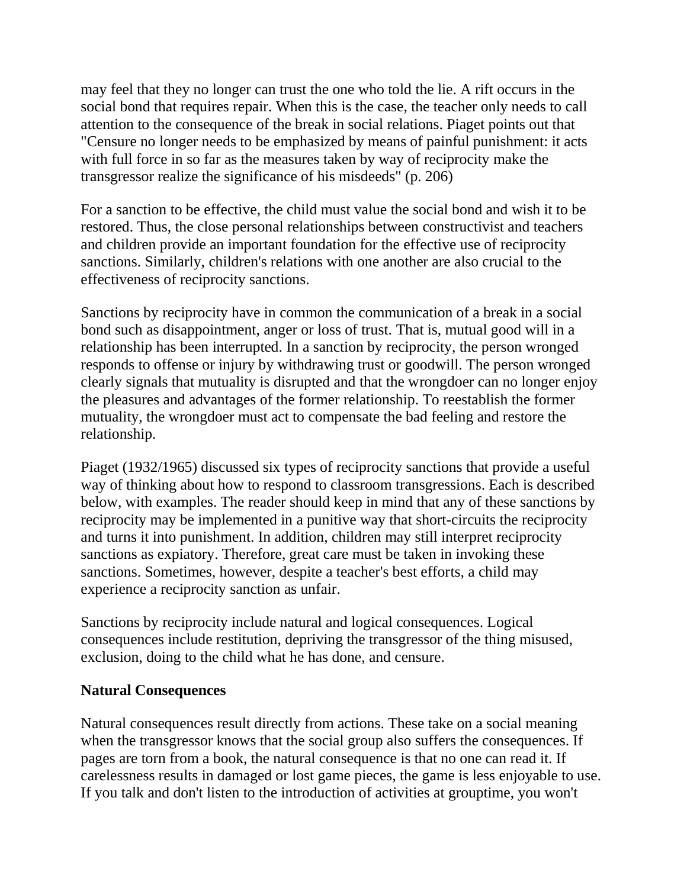may feel that they no longer can trust the one who told the lie. A rift occurs in the social bond that requires repair. When this is the case, the teacher only needs to call attention to the consequence of the break in social relations. Piaget points out that "Censure no longer needs to be emphasized by means of painful punishment: it acts with full force in so far as the measures taken by way of reciprocity make the transgressor realize the significance of his misdeeds" (p. 206)

For a sanction to be effective, the child must value the social bond and wish it to be restored. Thus, the close personal relationships between constructivist and teachers and children provide an important foundation for the effective use of reciprocity sanctions. Similarly, children's relations with one another are also crucial to the effectiveness of reciprocity sanctions.

Sanctions by reciprocity have in common the communication of a break in a social bond such as disappointment, anger or loss of trust. That is, mutual good will in a relationship has been interrupted. In a sanction by reciprocity, the person wronged responds to offense or injury by withdrawing trust or goodwill. The person wronged clearly signals that mutuality is disrupted and that the wrongdoer can no longer enjoy the pleasures and advantages of the former relationship. To reestablish the former mutuality, the wrongdoer must act to compensate the bad feeling and restore the relationship.

Piaget (1932/1965) discussed six types of reciprocity sanctions that provide a useful way of thinking about how to respond to classroom transgressions. Each is described below, with examples. The reader should keep in mind that any of these sanctions by reciprocity may be implemented in a punitive way that short-circuits the reciprocity and turns it into punishment. In addition, children may still interpret reciprocity sanctions as expiatory. Therefore, great care must be taken in invoking these sanctions. Sometimes, however, despite a teacher's best efforts, a child may experience a reciprocity sanction as unfair.

Sanctions by reciprocity include natural and logical consequences. Logical consequences include restitution, depriving the transgressor of the thing misused, exclusion, doing to the child what he has done, and censure.

**Natural Consequences**

Natural consequences result directly from actions. These take on a social meaning when the transgressor knows that the social group also suffers the consequences. If pages are torn from a book, the natural consequence is that no one can read it. If carelessness results in damaged or lost game pieces, the game is less enjoyable to use. If you talk and don't listen to the introduction of activities at grouptime, you won't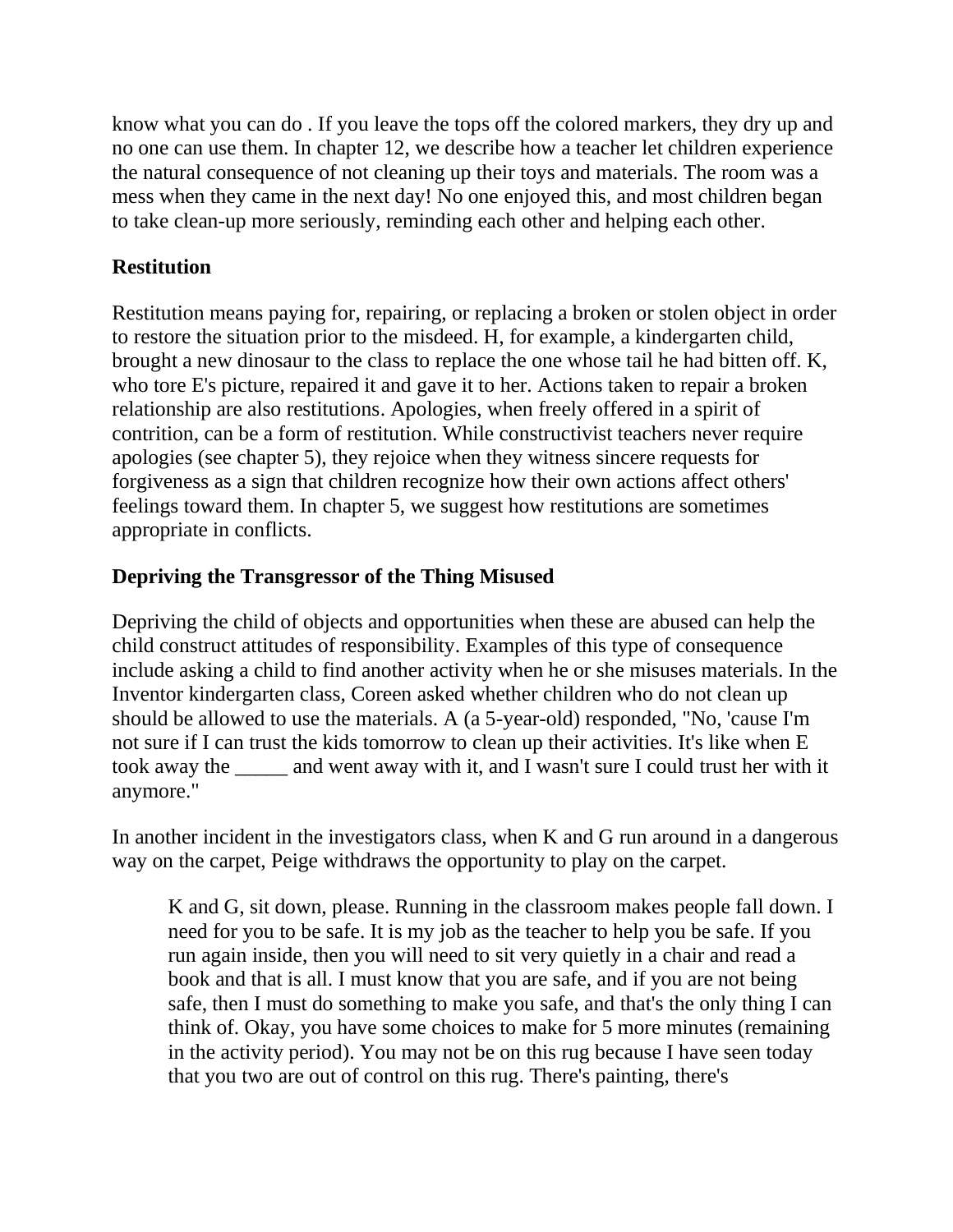know what you can do . If you leave the tops off the colored markers, they dry up and no one can use them. In chapter 12, we describe how a teacher let children experience the natural consequence of not cleaning up their toys and materials. The room was a mess when they came in the next day! No one enjoyed this, and most children began to take clean-up more seriously, reminding each other and helping each other.

### Restitution

Restitution means paying for, repairing, or replacing a broken or stolen object in order to restore the situation prior to the misdeed. H, for example, a kindergarten child, brought a new dinosaur to the class to replace the one whose tail he had bitten off. K, who tore E's picture, repaired it and gave it to her. Actions taken to repair a broken relationship are also restitutions. Apologies, when freely offered in a spirit of contrition, can be a form of restitution. While constructivist teachers never require apologies (see chapter 5), they rejoice when they witness sincere requests for forgiveness as a sign that children recognize how their own actions affect others' feelings toward them. In chapter 5, we suggest how restitutions are sometimes appropriate in conflicts.

### Depriving the Transgressor of the Thing Misused

Depriving the child of objects and opportunities when these are abused can help the child construct attitudes of responsibility. Examples of this type of consequence include asking a child to find another activity when he or she misuses materials. In the Inventor kindergarten class, Coreen asked whether children who do not clean up should be allowed to use the materials. A (a 5-year-old) responded, "No, 'cause I'm not sure if I can trust the kids tomorrow to clean up their activities. It's like when E took away the _____ and went away with it, and I wasn't sure I could trust her with it anymore."

In another incident in the investigators class, when K and G run around in a dangerous way on the carpet, Peige withdraws the opportunity to play on the carpet.

> K and G, sit down, please. Running in the classroom makes people fall down. I need for you to be safe. It is my job as the teacher to help you be safe. If you run again inside, then you will need to sit very quietly in a chair and read a book and that is all. I must know that you are safe, and if you are not being safe, then I must do something to make you safe, and that's the only thing I can think of. Okay, you have some choices to make for 5 more minutes (remaining in the activity period). You may not be on this rug because I have seen today that you two are out of control on this rug. There's painting, there's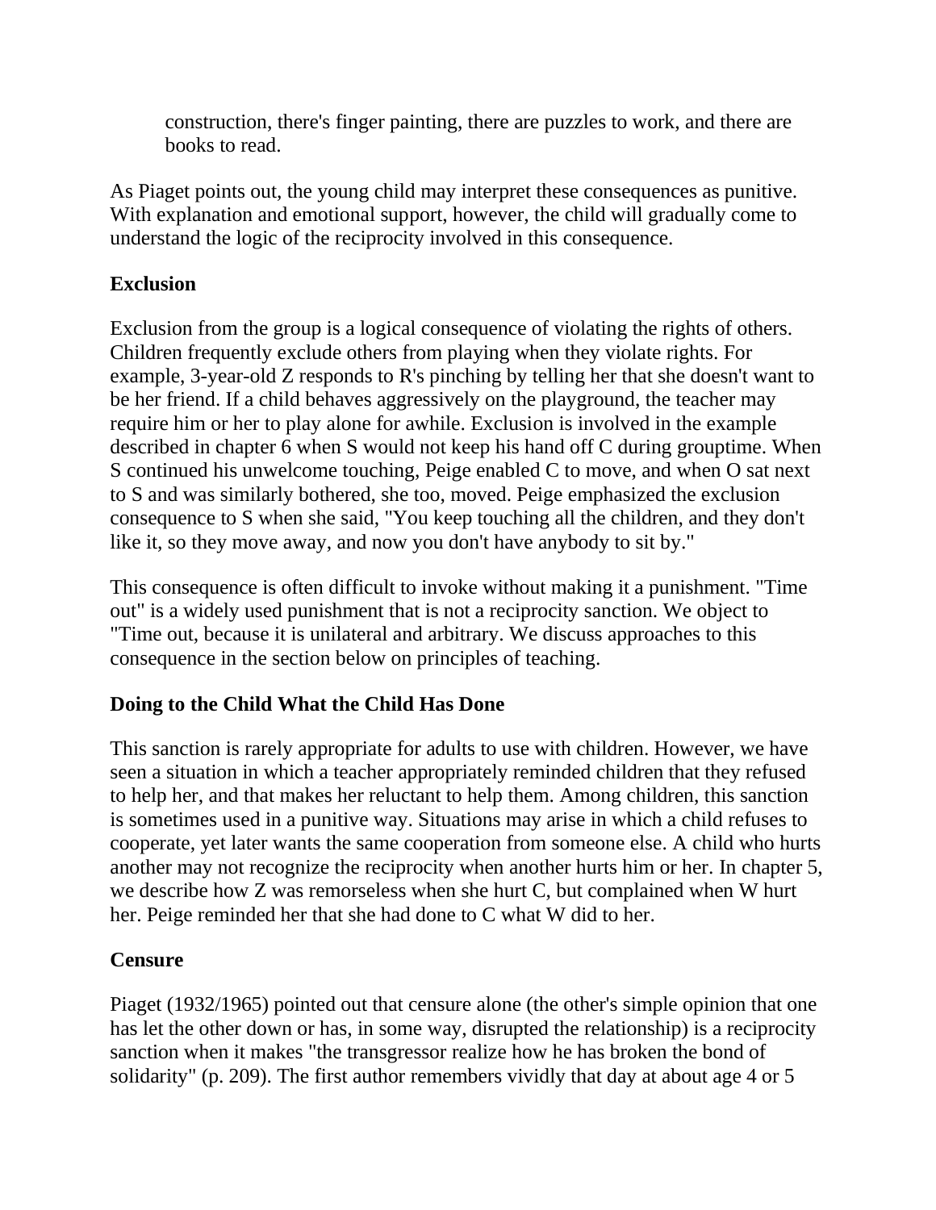construction, there's finger painting, there are puzzles to work, and there are books to read.

As Piaget points out, the young child may interpret these consequences as punitive. With explanation and emotional support, however, the child will gradually come to understand the logic of the reciprocity involved in this consequence.

**Exclusion**

Exclusion from the group is a logical consequence of violating the rights of others. Children frequently exclude others from playing when they violate rights. For example, 3-year-old Z responds to R's pinching by telling her that she doesn't want to be her friend. If a child behaves aggressively on the playground, the teacher may require him or her to play alone for awhile. Exclusion is involved in the example described in chapter 6 when S would not keep his hand off C during grouptime. When S continued his unwelcome touching, Peige enabled C to move, and when O sat next to S and was similarly bothered, she too, moved. Peige emphasized the exclusion consequence to S when she said, "You keep touching all the children, and they don't like it, so they move away, and now you don't have anybody to sit by."

This consequence is often difficult to invoke without making it a punishment. "Time out" is a widely used punishment that is not a reciprocity sanction. We object to "Time out, because it is unilateral and arbitrary. We discuss approaches to this consequence in the section below on principles of teaching.

**Doing to the Child What the Child Has Done**

This sanction is rarely appropriate for adults to use with children. However, we have seen a situation in which a teacher appropriately reminded children that they refused to help her, and that makes her reluctant to help them. Among children, this sanction is sometimes used in a punitive way. Situations may arise in which a child refuses to cooperate, yet later wants the same cooperation from someone else. A child who hurts another may not recognize the reciprocity when another hurts him or her. In chapter 5, we describe how Z was remorseless when she hurt C, but complained when W hurt her. Peige reminded her that she had done to C what W did to her.

**Censure**

Piaget (1932/1965) pointed out that censure alone (the other's simple opinion that one has let the other down or has, in some way, disrupted the relationship) is a reciprocity sanction when it makes "the transgressor realize how he has broken the bond of solidarity" (p. 209). The first author remembers vividly that day at about age 4 or 5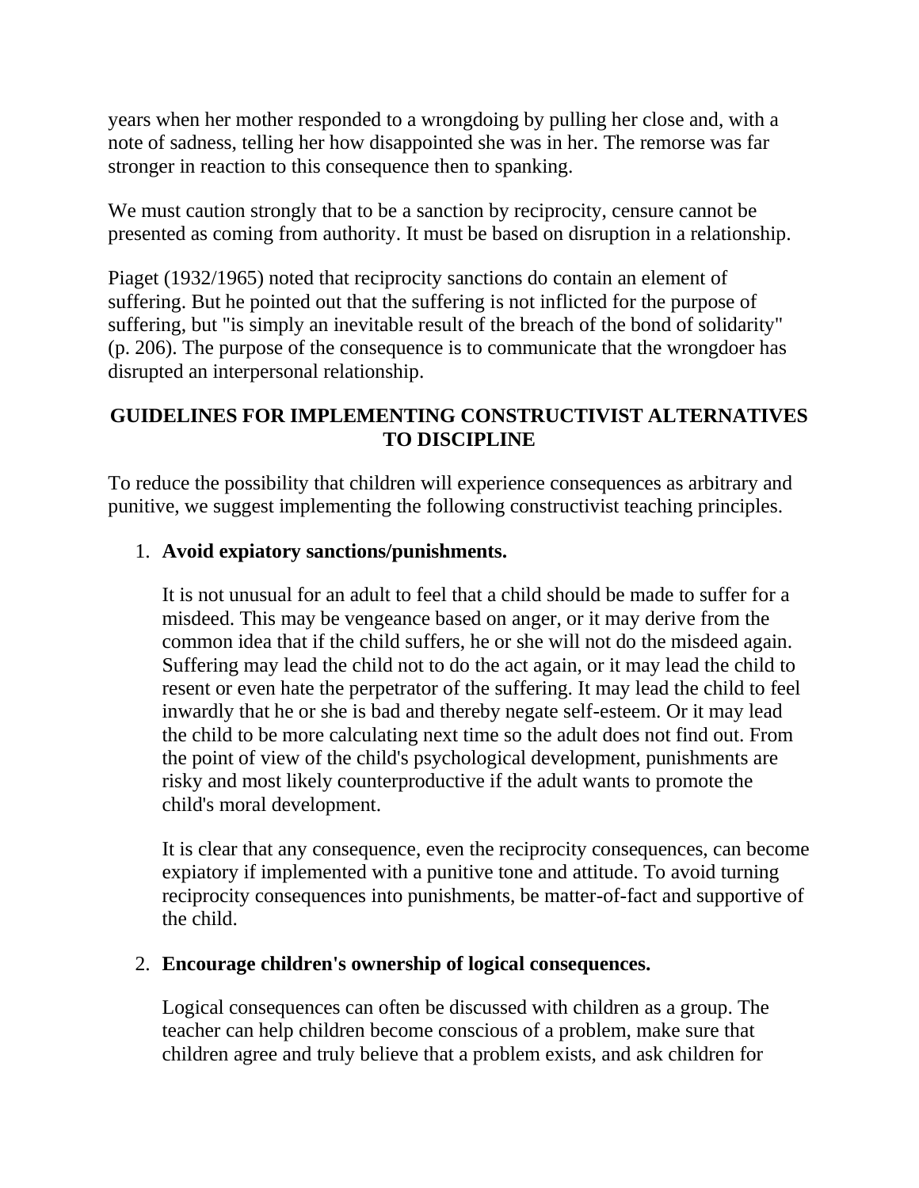years when her mother responded to a wrongdoing by pulling her close and, with a note of sadness, telling her how disappointed she was in her. The remorse was far stronger in reaction to this consequence then to spanking.

We must caution strongly that to be a sanction by reciprocity, censure cannot be presented as coming from authority. It must be based on disruption in a relationship.

Piaget (1932/1965) noted that reciprocity sanctions do contain an element of suffering. But he pointed out that the suffering is not inflicted for the purpose of suffering, but "is simply an inevitable result of the breach of the bond of solidarity" (p. 206). The purpose of the consequence is to communicate that the wrongdoer has disrupted an interpersonal relationship.

## GUIDELINES FOR IMPLEMENTING CONSTRUCTIVIST ALTERNATIVES TO DISCIPLINE

To reduce the possibility that children will experience consequences as arbitrary and punitive, we suggest implementing the following constructivist teaching principles.

1. **Avoid expiatory sanctions/punishments.**

   It is not unusual for an adult to feel that a child should be made to suffer for a misdeed. This may be vengeance based on anger, or it may derive from the common idea that if the child suffers, he or she will not do the misdeed again. Suffering may lead the child not to do the act again, or it may lead the child to resent or even hate the perpetrator of the suffering. It may lead the child to feel inwardly that he or she is bad and thereby negate self-esteem. Or it may lead the child to be more calculating next time so the adult does not find out. From the point of view of the child's psychological development, punishments are risky and most likely counterproductive if the adult wants to promote the child's moral development.

   It is clear that any consequence, even the reciprocity consequences, can become expiatory if implemented with a punitive tone and attitude. To avoid turning reciprocity consequences into punishments, be matter-of-fact and supportive of the child.

2. **Encourage children's ownership of logical consequences.**

   Logical consequences can often be discussed with children as a group. The teacher can help children become conscious of a problem, make sure that children agree and truly believe that a problem exists, and ask children for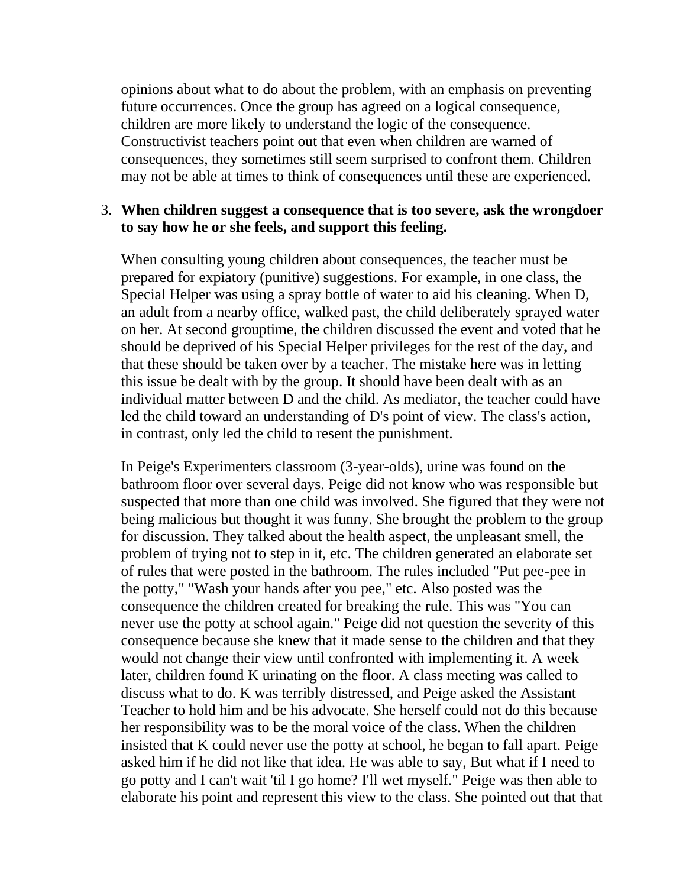opinions about what to do about the problem, with an emphasis on preventing future occurrences. Once the group has agreed on a logical consequence, children are more likely to understand the logic of the consequence. Constructivist teachers point out that even when children are warned of consequences, they sometimes still seem surprised to confront them. Children may not be able at times to think of consequences until these are experienced.

3. **When children suggest a consequence that is too severe, ask the wrongdoer to say how he or she feels, and support this feeling.**

   When consulting young children about consequences, the teacher must be prepared for expiatory (punitive) suggestions. For example, in one class, the Special Helper was using a spray bottle of water to aid his cleaning. When D, an adult from a nearby office, walked past, the child deliberately sprayed water on her. At second grouptime, the children discussed the event and voted that he should be deprived of his Special Helper privileges for the rest of the day, and that these should be taken over by a teacher. The mistake here was in letting this issue be dealt with by the group. It should have been dealt with as an individual matter between D and the child. As mediator, the teacher could have led the child toward an understanding of D's point of view. The class's action, in contrast, only led the child to resent the punishment.

   In Peige's Experimenters classroom (3-year-olds), urine was found on the bathroom floor over several days. Peige did not know who was responsible but suspected that more than one child was involved. She figured that they were not being malicious but thought it was funny. She brought the problem to the group for discussion. They talked about the health aspect, the unpleasant smell, the problem of trying not to step in it, etc. The children generated an elaborate set of rules that were posted in the bathroom. The rules included "Put pee-pee in the potty," "Wash your hands after you pee," etc. Also posted was the consequence the children created for breaking the rule. This was "You can never use the potty at school again." Peige did not question the severity of this consequence because she knew that it made sense to the children and that they would not change their view until confronted with implementing it. A week later, children found K urinating on the floor. A class meeting was called to discuss what to do. K was terribly distressed, and Peige asked the Assistant Teacher to hold him and be his advocate. She herself could not do this because her responsibility was to be the moral voice of the class. When the children insisted that K could never use the potty at school, he began to fall apart. Peige asked him if he did not like that idea. He was able to say, But what if I need to go potty and I can't wait 'til I go home? I'll wet myself." Peige was then able to elaborate his point and represent this view to the class. She pointed out that that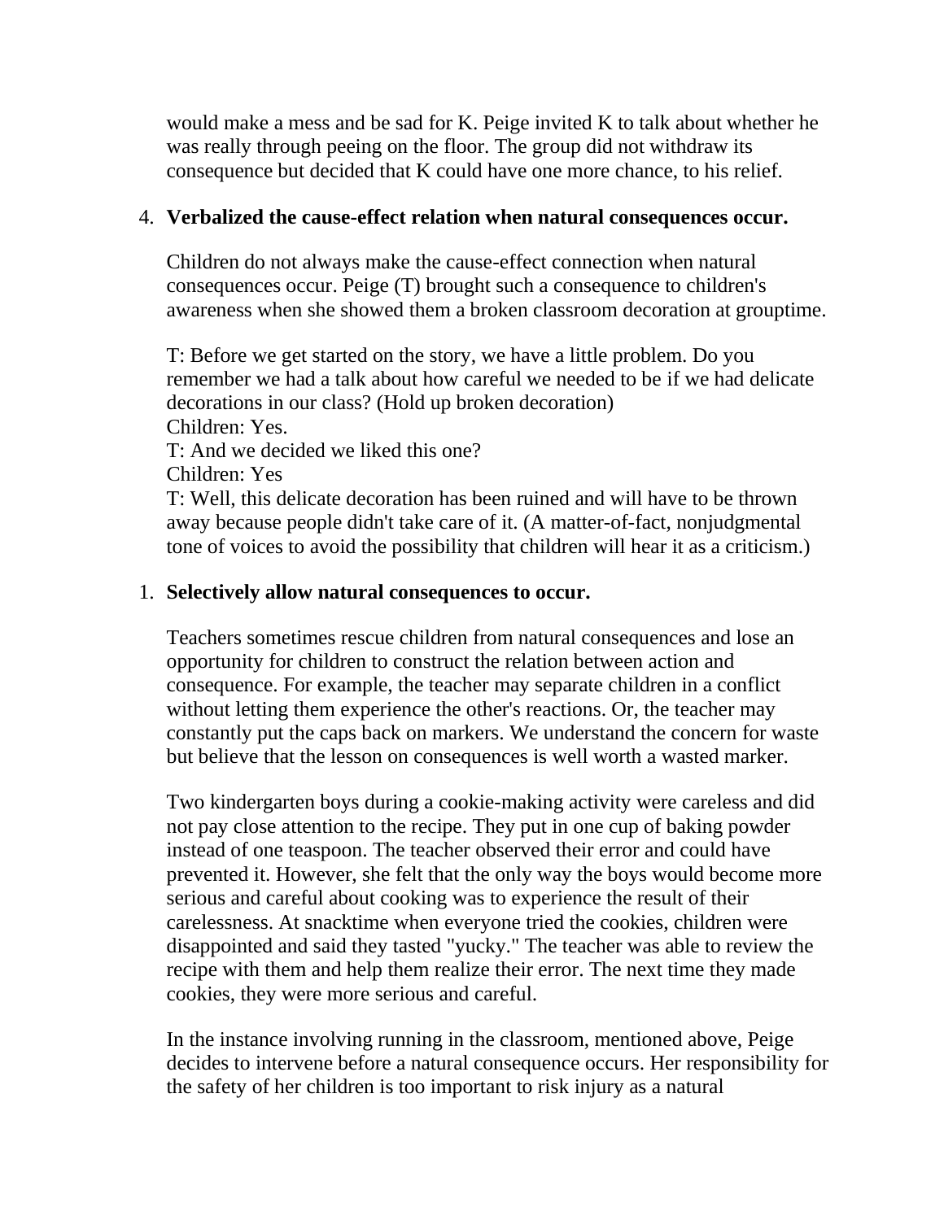would make a mess and be sad for K. Peige invited K to talk about whether he was really through peeing on the floor. The group did not withdraw its consequence but decided that K could have one more chance, to his relief.

4. **Verbalized the cause-effect relation when natural consequences occur.**

   Children do not always make the cause-effect connection when natural consequences occur. Peige (T) brought such a consequence to children's awareness when she showed them a broken classroom decoration at grouptime.

   T: Before we get started on the story, we have a little problem. Do you remember we had a talk about how careful we needed to be if we had delicate decorations in our class? (Hold up broken decoration)
   Children: Yes.
   T: And we decided we liked this one?
   Children: Yes
   T: Well, this delicate decoration has been ruined and will have to be thrown away because people didn't take care of it. (A matter-of-fact, nonjudgmental tone of voices to avoid the possibility that children will hear it as a criticism.)

1. **Selectively allow natural consequences to occur.**

   Teachers sometimes rescue children from natural consequences and lose an opportunity for children to construct the relation between action and consequence. For example, the teacher may separate children in a conflict without letting them experience the other's reactions. Or, the teacher may constantly put the caps back on markers. We understand the concern for waste but believe that the lesson on consequences is well worth a wasted marker.

   Two kindergarten boys during a cookie-making activity were careless and did not pay close attention to the recipe. They put in one cup of baking powder instead of one teaspoon. The teacher observed their error and could have prevented it. However, she felt that the only way the boys would become more serious and careful about cooking was to experience the result of their carelessness. At snacktime when everyone tried the cookies, children were disappointed and said they tasted "yucky." The teacher was able to review the recipe with them and help them realize their error. The next time they made cookies, they were more serious and careful.

   In the instance involving running in the classroom, mentioned above, Peige decides to intervene before a natural consequence occurs. Her responsibility for the safety of her children is too important to risk injury as a natural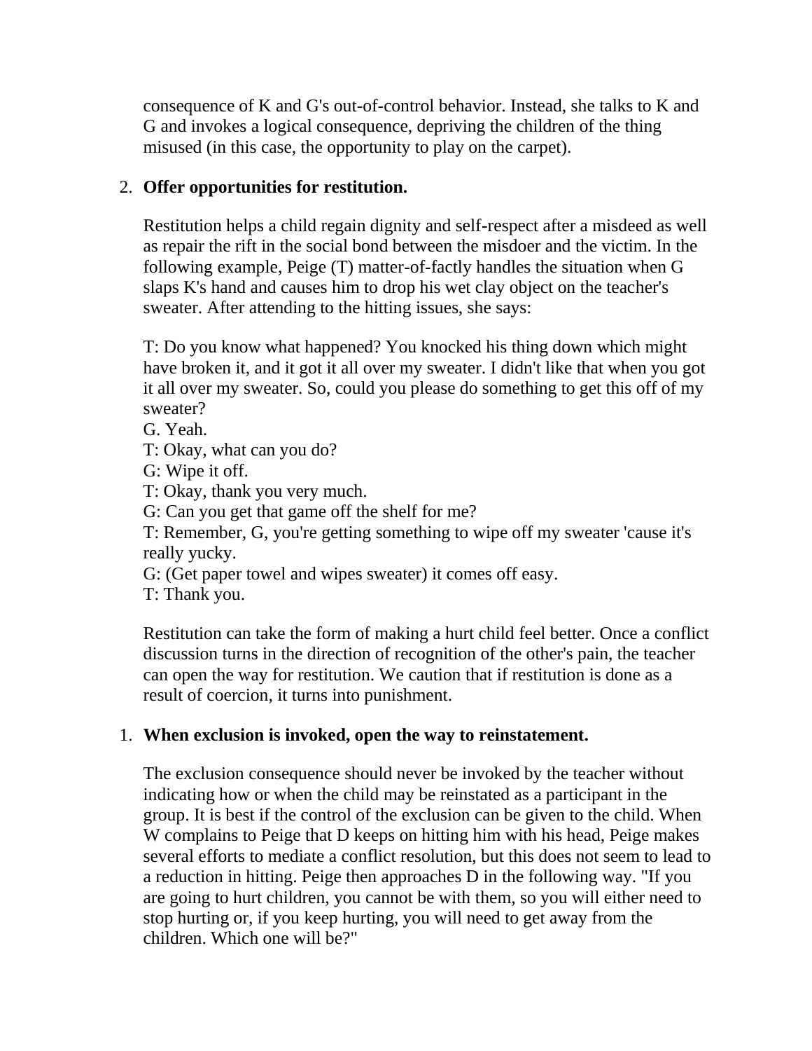consequence of K and G's out-of-control behavior. Instead, she talks to K and G and invokes a logical consequence, depriving the children of the thing misused (in this case, the opportunity to play on the carpet).

2. **Offer opportunities for restitution.**

   Restitution helps a child regain dignity and self-respect after a misdeed as well as repair the rift in the social bond between the misdoer and the victim. In the following example, Peige (T) matter-of-factly handles the situation when G slaps K's hand and causes him to drop his wet clay object on the teacher's sweater. After attending to the hitting issues, she says:

   T: Do you know what happened? You knocked his thing down which might have broken it, and it got it all over my sweater. I didn't like that when you got it all over my sweater. So, could you please do something to get this off of my sweater?
   G. Yeah.
   T: Okay, what can you do?
   G: Wipe it off.
   T: Okay, thank you very much.
   G: Can you get that game off the shelf for me?
   T: Remember, G, you're getting something to wipe off my sweater 'cause it's really yucky.
   G: (Get paper towel and wipes sweater) it comes off easy.
   T: Thank you.

   Restitution can take the form of making a hurt child feel better. Once a conflict discussion turns in the direction of recognition of the other's pain, the teacher can open the way for restitution. We caution that if restitution is done as a result of coercion, it turns into punishment.

1. **When exclusion is invoked, open the way to reinstatement.**

   The exclusion consequence should never be invoked by the teacher without indicating how or when the child may be reinstated as a participant in the group. It is best if the control of the exclusion can be given to the child. When W complains to Peige that D keeps on hitting him with his head, Peige makes several efforts to mediate a conflict resolution, but this does not seem to lead to a reduction in hitting. Peige then approaches D in the following way. "If you are going to hurt children, you cannot be with them, so you will either need to stop hurting or, if you keep hurting, you will need to get away from the children. Which one will be?"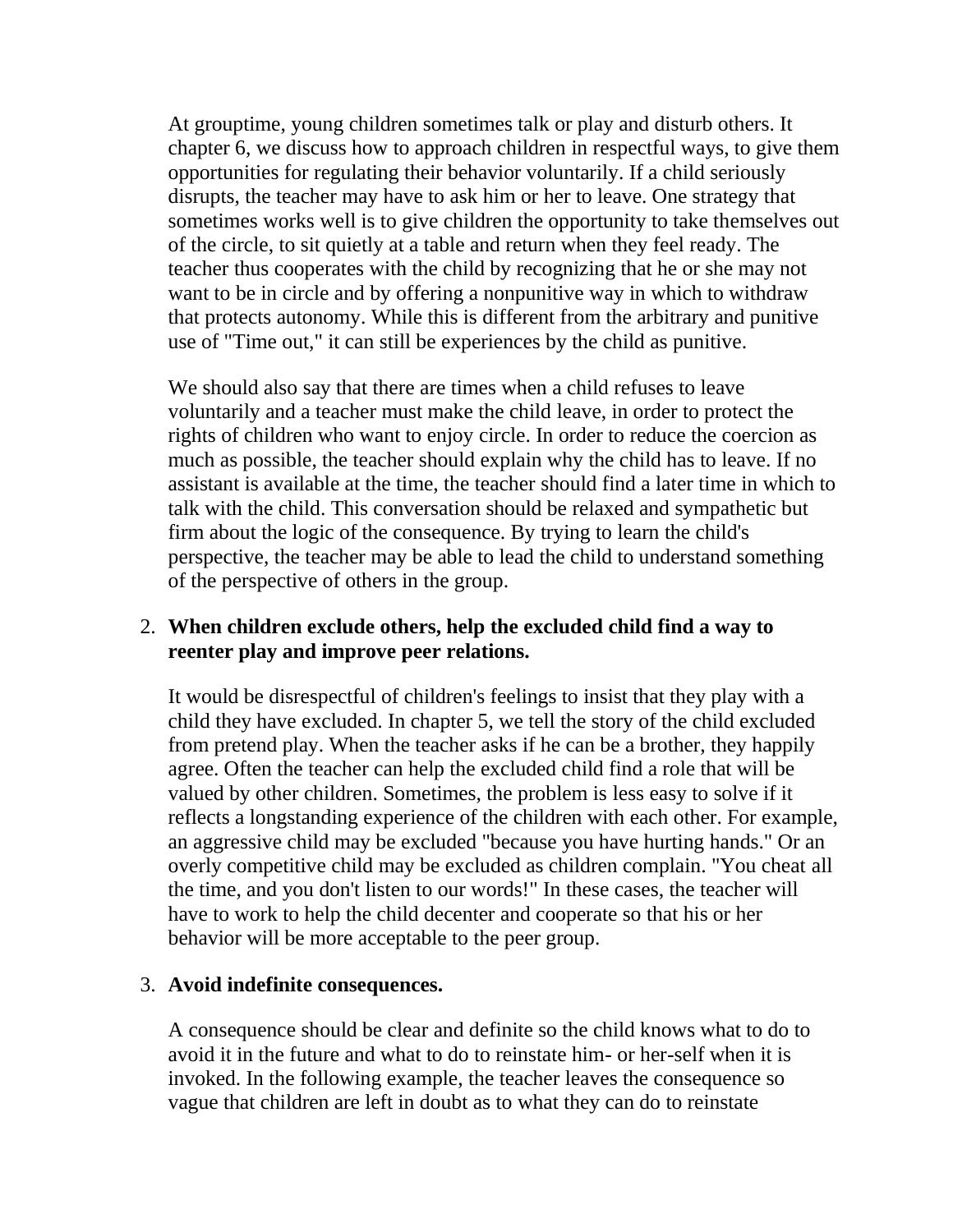At grouptime, young children sometimes talk or play and disturb others. It chapter 6, we discuss how to approach children in respectful ways, to give them opportunities for regulating their behavior voluntarily. If a child seriously disrupts, the teacher may have to ask him or her to leave. One strategy that sometimes works well is to give children the opportunity to take themselves out of the circle, to sit quietly at a table and return when they feel ready. The teacher thus cooperates with the child by recognizing that he or she may not want to be in circle and by offering a nonpunitive way in which to withdraw that protects autonomy. While this is different from the arbitrary and punitive use of "Time out," it can still be experiences by the child as punitive.

We should also say that there are times when a child refuses to leave voluntarily and a teacher must make the child leave, in order to protect the rights of children who want to enjoy circle. In order to reduce the coercion as much as possible, the teacher should explain why the child has to leave. If no assistant is available at the time, the teacher should find a later time in which to talk with the child. This conversation should be relaxed and sympathetic but firm about the logic of the consequence. By trying to learn the child's perspective, the teacher may be able to lead the child to understand something of the perspective of others in the group.

2. **When children exclude others, help the excluded child find a way to reenter play and improve peer relations.**

   It would be disrespectful of children's feelings to insist that they play with a child they have excluded. In chapter 5, we tell the story of the child excluded from pretend play. When the teacher asks if he can be a brother, they happily agree. Often the teacher can help the excluded child find a role that will be valued by other children. Sometimes, the problem is less easy to solve if it reflects a longstanding experience of the children with each other. For example, an aggressive child may be excluded "because you have hurting hands." Or an overly competitive child may be excluded as children complain. "You cheat all the time, and you don't listen to our words!" In these cases, the teacher will have to work to help the child decenter and cooperate so that his or her behavior will be more acceptable to the peer group.

3. **Avoid indefinite consequences.**

   A consequence should be clear and definite so the child knows what to do to avoid it in the future and what to do to reinstate him- or her-self when it is invoked. In the following example, the teacher leaves the consequence so vague that children are left in doubt as to what they can do to reinstate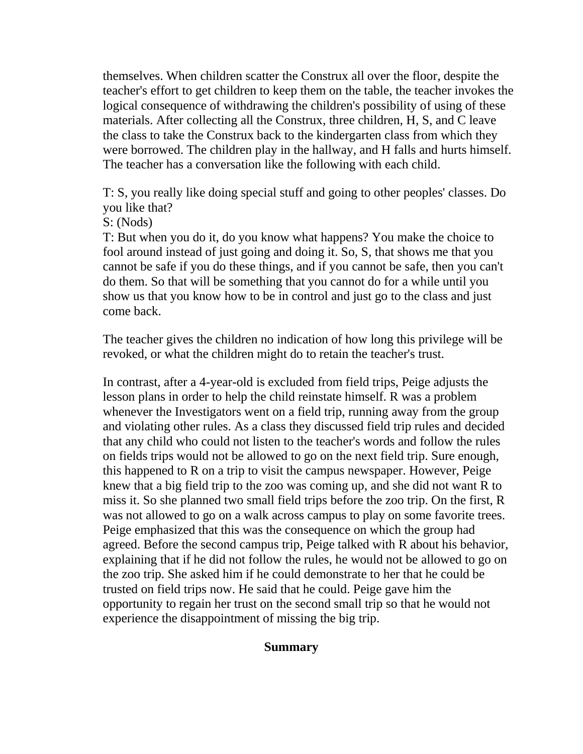themselves. When children scatter the Construx all over the floor, despite the teacher's effort to get children to keep them on the table, the teacher invokes the logical consequence of withdrawing the children's possibility of using of these materials. After collecting all the Construx, three children, H, S, and C leave the class to take the Construx back to the kindergarten class from which they were borrowed. The children play in the hallway, and H falls and hurts himself. The teacher has a conversation like the following with each child.

T: S, you really like doing special stuff and going to other peoples' classes. Do you like that?
S: (Nods)
T: But when you do it, do you know what happens? You make the choice to fool around instead of just going and doing it. So, S, that shows me that you cannot be safe if you do these things, and if you cannot be safe, then you can't do them. So that will be something that you cannot do for a while until you show us that you know how to be in control and just go to the class and just come back.

The teacher gives the children no indication of how long this privilege will be revoked, or what the children might do to retain the teacher's trust.

In contrast, after a 4-year-old is excluded from field trips, Peige adjusts the lesson plans in order to help the child reinstate himself. R was a problem whenever the Investigators went on a field trip, running away from the group and violating other rules. As a class they discussed field trip rules and decided that any child who could not listen to the teacher's words and follow the rules on fields trips would not be allowed to go on the next field trip. Sure enough, this happened to R on a trip to visit the campus newspaper. However, Peige knew that a big field trip to the zoo was coming up, and she did not want R to miss it. So she planned two small field trips before the zoo trip. On the first, R was not allowed to go on a walk across campus to play on some favorite trees. Peige emphasized that this was the consequence on which the group had agreed. Before the second campus trip, Peige talked with R about his behavior, explaining that if he did not follow the rules, he would not be allowed to go on the zoo trip. She asked him if he could demonstrate to her that he could be trusted on field trips now. He said that he could. Peige gave him the opportunity to regain her trust on the second small trip so that he would not experience the disappointment of missing the big trip.

## Summary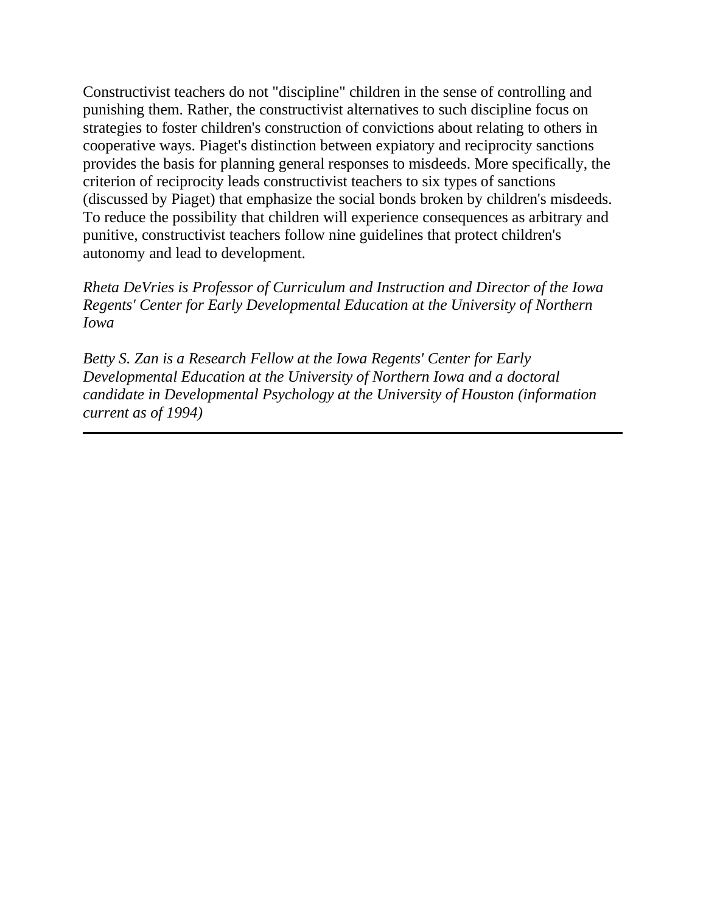Constructivist teachers do not "discipline" children in the sense of controlling and punishing them. Rather, the constructivist alternatives to such discipline focus on strategies to foster children's construction of convictions about relating to others in cooperative ways. Piaget's distinction between expiatory and reciprocity sanctions provides the basis for planning general responses to misdeeds. More specifically, the criterion of reciprocity leads constructivist teachers to six types of sanctions (discussed by Piaget) that emphasize the social bonds broken by children's misdeeds. To reduce the possibility that children will experience consequences as arbitrary and punitive, constructivist teachers follow nine guidelines that protect children's autonomy and lead to development.

*Rheta DeVries is Professor of Curriculum and Instruction and Director of the Iowa Regents' Center for Early Developmental Education at the University of Northern Iowa*

*Betty S. Zan is a Research Fellow at the Iowa Regents' Center for Early Developmental Education at the University of Northern Iowa and a doctoral candidate in Developmental Psychology at the University of Houston (information current as of 1994)*

---